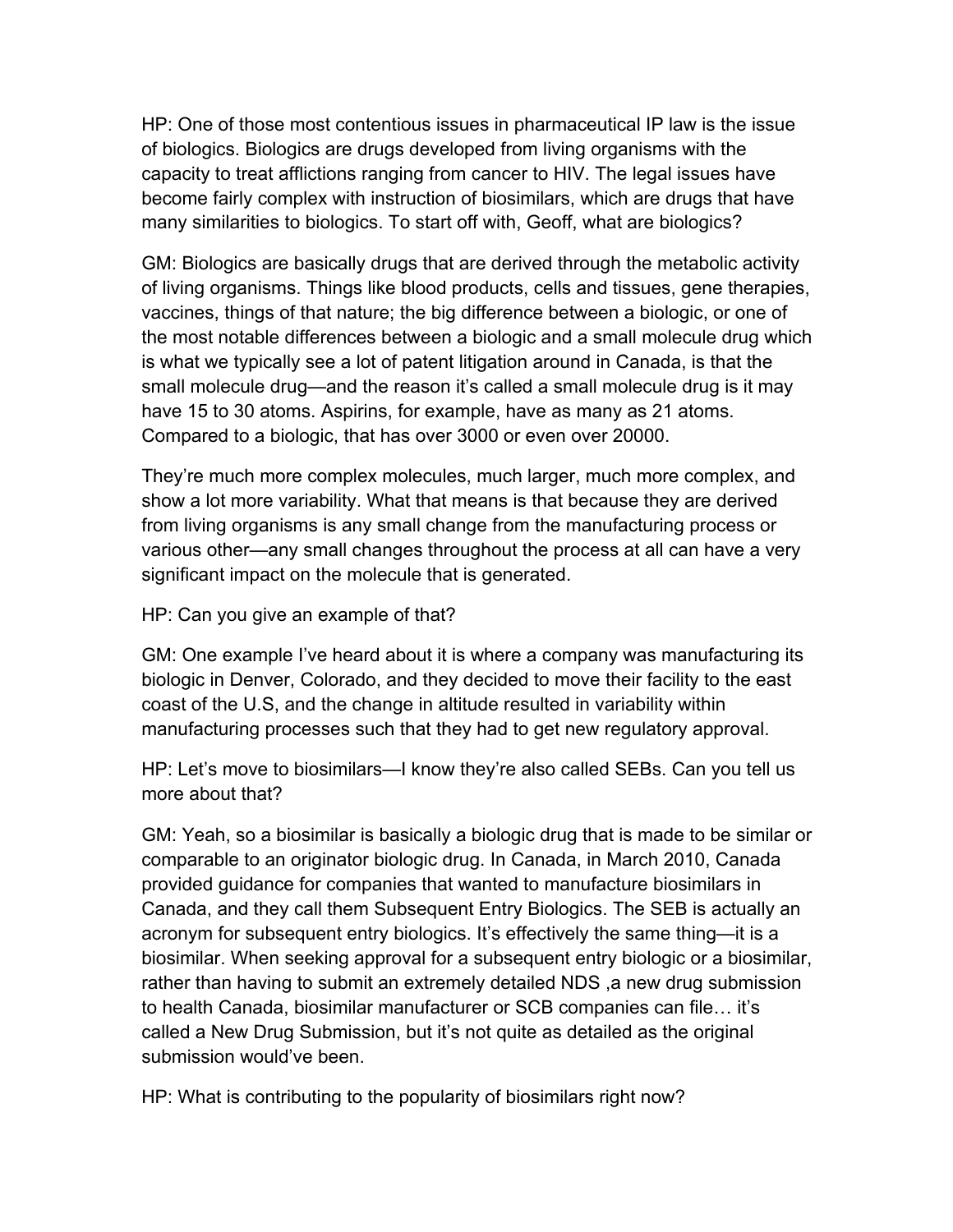HP: One of those most contentious issues in pharmaceutical IP law is the issue of biologics. Biologics are drugs developed from living organisms with the capacity to treat afflictions ranging from cancer to HIV. The legal issues have become fairly complex with instruction of biosimilars, which are drugs that have many similarities to biologics. To start off with, Geoff, what are biologics?

GM: Biologics are basically drugs that are derived through the metabolic activity of living organisms. Things like blood products, cells and tissues, gene therapies, vaccines, things of that nature; the big difference between a biologic, or one of the most notable differences between a biologic and a small molecule drug which is what we typically see a lot of patent litigation around in Canada, is that the small molecule drug—and the reason it's called a small molecule drug is it may have 15 to 30 atoms. Aspirins, for example, have as many as 21 atoms. Compared to a biologic, that has over 3000 or even over 20000.

They're much more complex molecules, much larger, much more complex, and show a lot more variability. What that means is that because they are derived from living organisms is any small change from the manufacturing process or various other—any small changes throughout the process at all can have a very significant impact on the molecule that is generated.

HP: Can you give an example of that?

GM: One example I've heard about it is where a company was manufacturing its biologic in Denver, Colorado, and they decided to move their facility to the east coast of the U.S, and the change in altitude resulted in variability within manufacturing processes such that they had to get new regulatory approval.

HP: Let's move to biosimilars—I know they're also called SEBs. Can you tell us more about that?

GM: Yeah, so a biosimilar is basically a biologic drug that is made to be similar or comparable to an originator biologic drug. In Canada, in March 2010, Canada provided guidance for companies that wanted to manufacture biosimilars in Canada, and they call them Subsequent Entry Biologics. The SEB is actually an acronym for subsequent entry biologics. It's effectively the same thing—it is a biosimilar. When seeking approval for a subsequent entry biologic or a biosimilar, rather than having to submit an extremely detailed NDS ,a new drug submission to health Canada, biosimilar manufacturer or SCB companies can file… it's called a New Drug Submission, but it's not quite as detailed as the original submission would've been.

HP: What is contributing to the popularity of biosimilars right now?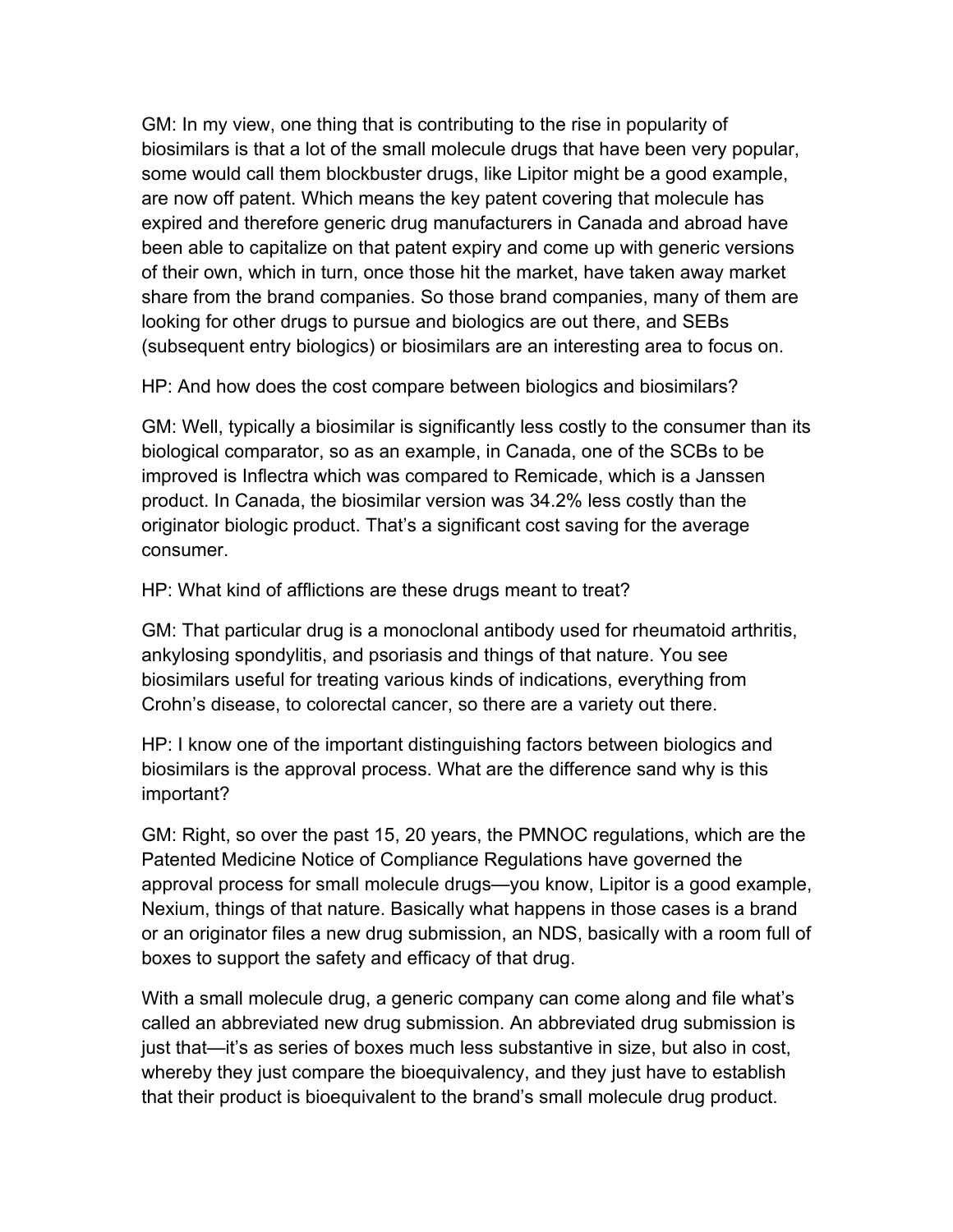GM: In my view, one thing that is contributing to the rise in popularity of biosimilars is that a lot of the small molecule drugs that have been very popular, some would call them blockbuster drugs, like Lipitor might be a good example, are now off patent. Which means the key patent covering that molecule has expired and therefore generic drug manufacturers in Canada and abroad have been able to capitalize on that patent expiry and come up with generic versions of their own, which in turn, once those hit the market, have taken away market share from the brand companies. So those brand companies, many of them are looking for other drugs to pursue and biologics are out there, and SEBs (subsequent entry biologics) or biosimilars are an interesting area to focus on.

HP: And how does the cost compare between biologics and biosimilars?

GM: Well, typically a biosimilar is significantly less costly to the consumer than its biological comparator, so as an example, in Canada, one of the SCBs to be improved is Inflectra which was compared to Remicade, which is a Janssen product. In Canada, the biosimilar version was 34.2% less costly than the originator biologic product. That's a significant cost saving for the average consumer.

HP: What kind of afflictions are these drugs meant to treat?

GM: That particular drug is a monoclonal antibody used for rheumatoid arthritis, ankylosing spondylitis, and psoriasis and things of that nature. You see biosimilars useful for treating various kinds of indications, everything from Crohn's disease, to colorectal cancer, so there are a variety out there.

HP: I know one of the important distinguishing factors between biologics and biosimilars is the approval process. What are the difference sand why is this important?

GM: Right, so over the past 15, 20 years, the PMNOC regulations, which are the Patented Medicine Notice of Compliance Regulations have governed the approval process for small molecule drugs—you know, Lipitor is a good example, Nexium, things of that nature. Basically what happens in those cases is a brand or an originator files a new drug submission, an NDS, basically with a room full of boxes to support the safety and efficacy of that drug.

With a small molecule drug, a generic company can come along and file what's called an abbreviated new drug submission. An abbreviated drug submission is just that—it's as series of boxes much less substantive in size, but also in cost, whereby they just compare the bioequivalency, and they just have to establish that their product is bioequivalent to the brand's small molecule drug product.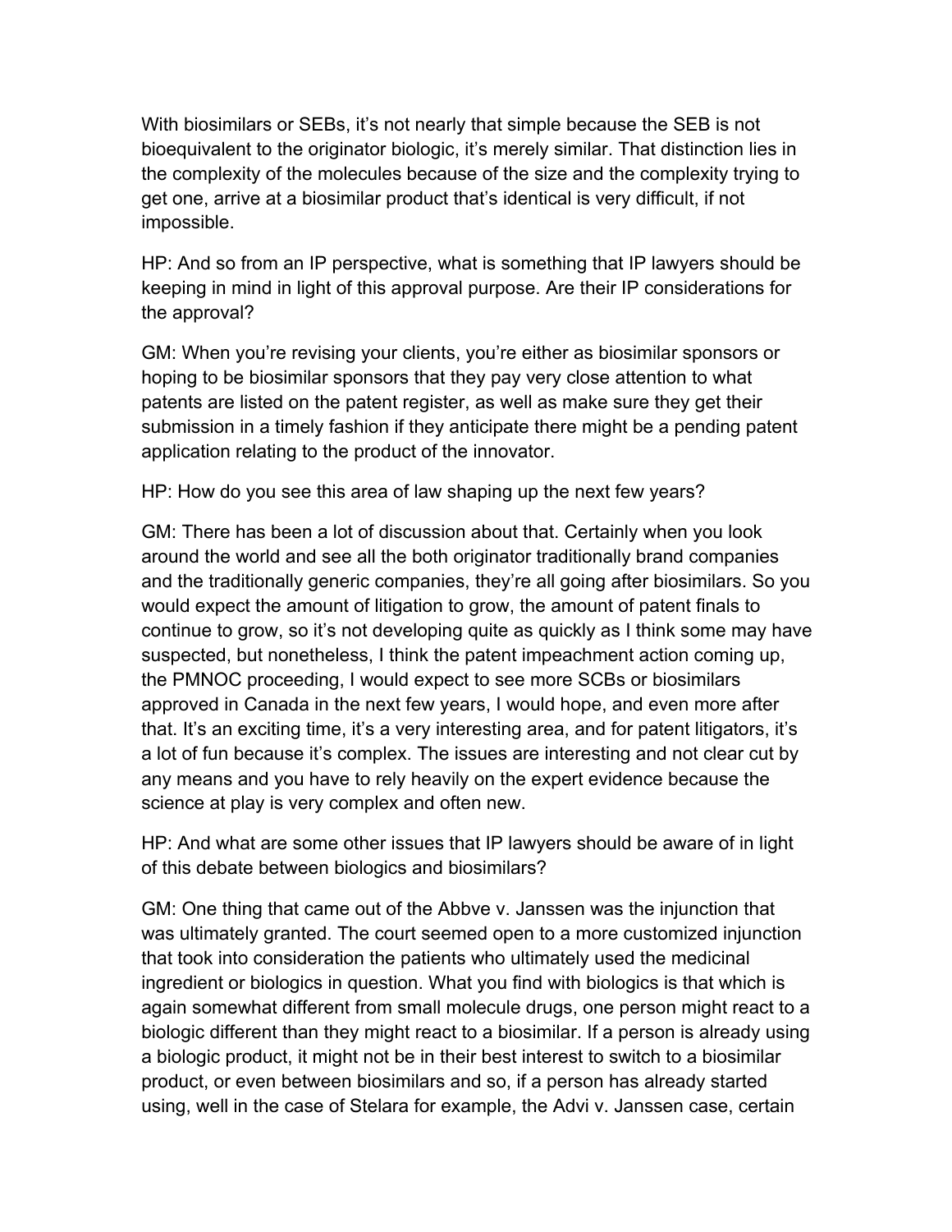With biosimilars or SEBs, it's not nearly that simple because the SEB is not bioequivalent to the originator biologic, it's merely similar. That distinction lies in the complexity of the molecules because of the size and the complexity trying to get one, arrive at a biosimilar product that's identical is very difficult, if not impossible.

HP: And so from an IP perspective, what is something that IP lawyers should be keeping in mind in light of this approval purpose. Are their IP considerations for the approval?

GM: When you're revising your clients, you're either as biosimilar sponsors or hoping to be biosimilar sponsors that they pay very close attention to what patents are listed on the patent register, as well as make sure they get their submission in a timely fashion if they anticipate there might be a pending patent application relating to the product of the innovator.

HP: How do you see this area of law shaping up the next few years?

GM: There has been a lot of discussion about that. Certainly when you look around the world and see all the both originator traditionally brand companies and the traditionally generic companies, they're all going after biosimilars. So you would expect the amount of litigation to grow, the amount of patent finals to continue to grow, so it's not developing quite as quickly as I think some may have suspected, but nonetheless, I think the patent impeachment action coming up, the PMNOC proceeding, I would expect to see more SCBs or biosimilars approved in Canada in the next few years, I would hope, and even more after that. It's an exciting time, it's a very interesting area, and for patent litigators, it's a lot of fun because it's complex. The issues are interesting and not clear cut by any means and you have to rely heavily on the expert evidence because the science at play is very complex and often new.

HP: And what are some other issues that IP lawyers should be aware of in light of this debate between biologics and biosimilars?

GM: One thing that came out of the Abbve v. Janssen was the injunction that was ultimately granted. The court seemed open to a more customized injunction that took into consideration the patients who ultimately used the medicinal ingredient or biologics in question. What you find with biologics is that which is again somewhat different from small molecule drugs, one person might react to a biologic different than they might react to a biosimilar. If a person is already using a biologic product, it might not be in their best interest to switch to a biosimilar product, or even between biosimilars and so, if a person has already started using, well in the case of Stelara for example, the Advi v. Janssen case, certain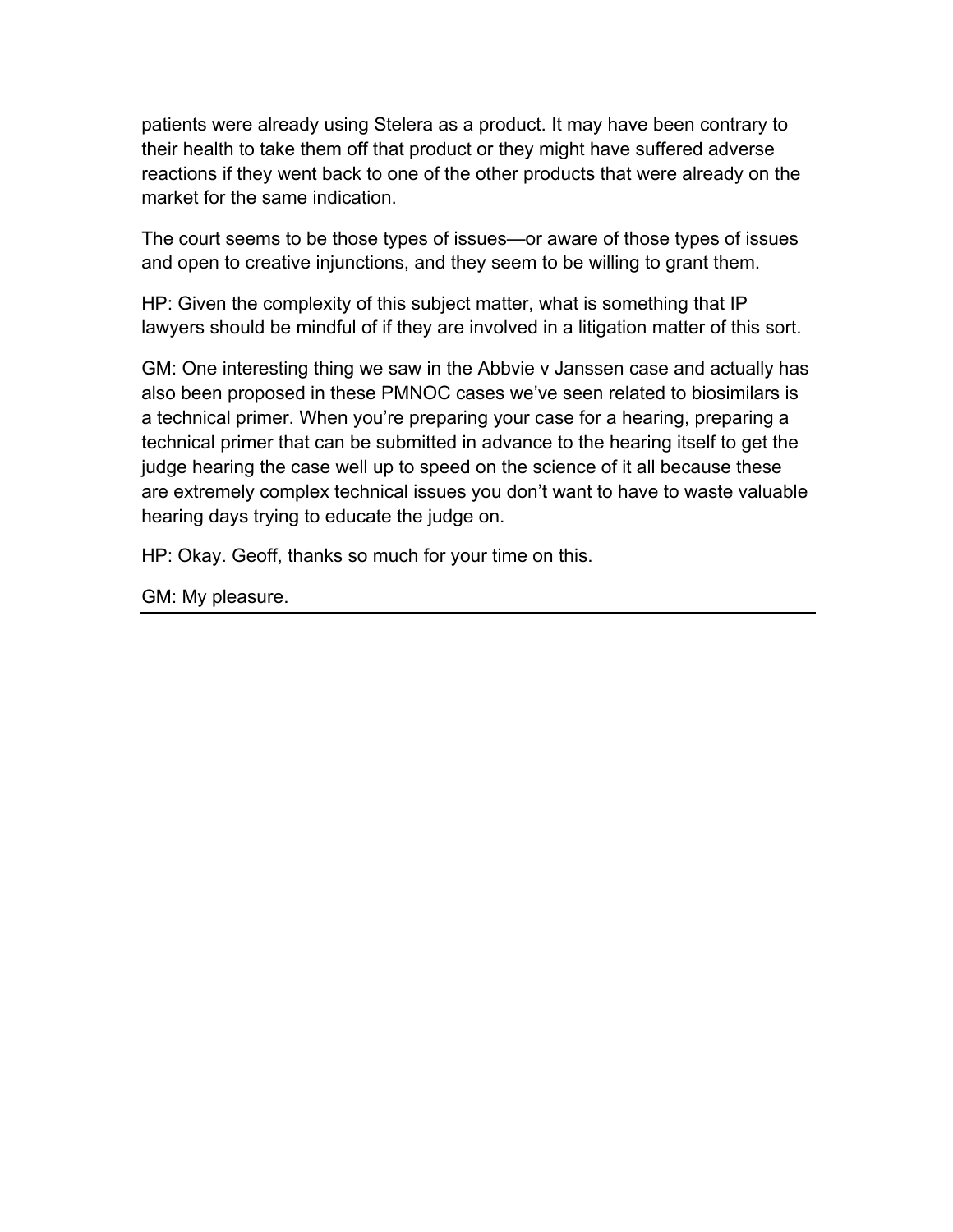patients were already using Stelera as a product. It may have been contrary to their health to take them off that product or they might have suffered adverse reactions if they went back to one of the other products that were already on the market for the same indication.

The court seems to be those types of issues—or aware of those types of issues and open to creative injunctions, and they seem to be willing to grant them.

HP: Given the complexity of this subject matter, what is something that IP lawyers should be mindful of if they are involved in a litigation matter of this sort.

GM: One interesting thing we saw in the Abbvie v Janssen case and actually has also been proposed in these PMNOC cases we've seen related to biosimilars is a technical primer. When you're preparing your case for a hearing, preparing a technical primer that can be submitted in advance to the hearing itself to get the judge hearing the case well up to speed on the science of it all because these are extremely complex technical issues you don't want to have to waste valuable hearing days trying to educate the judge on.

HP: Okay. Geoff, thanks so much for your time on this.

GM: My pleasure.

---